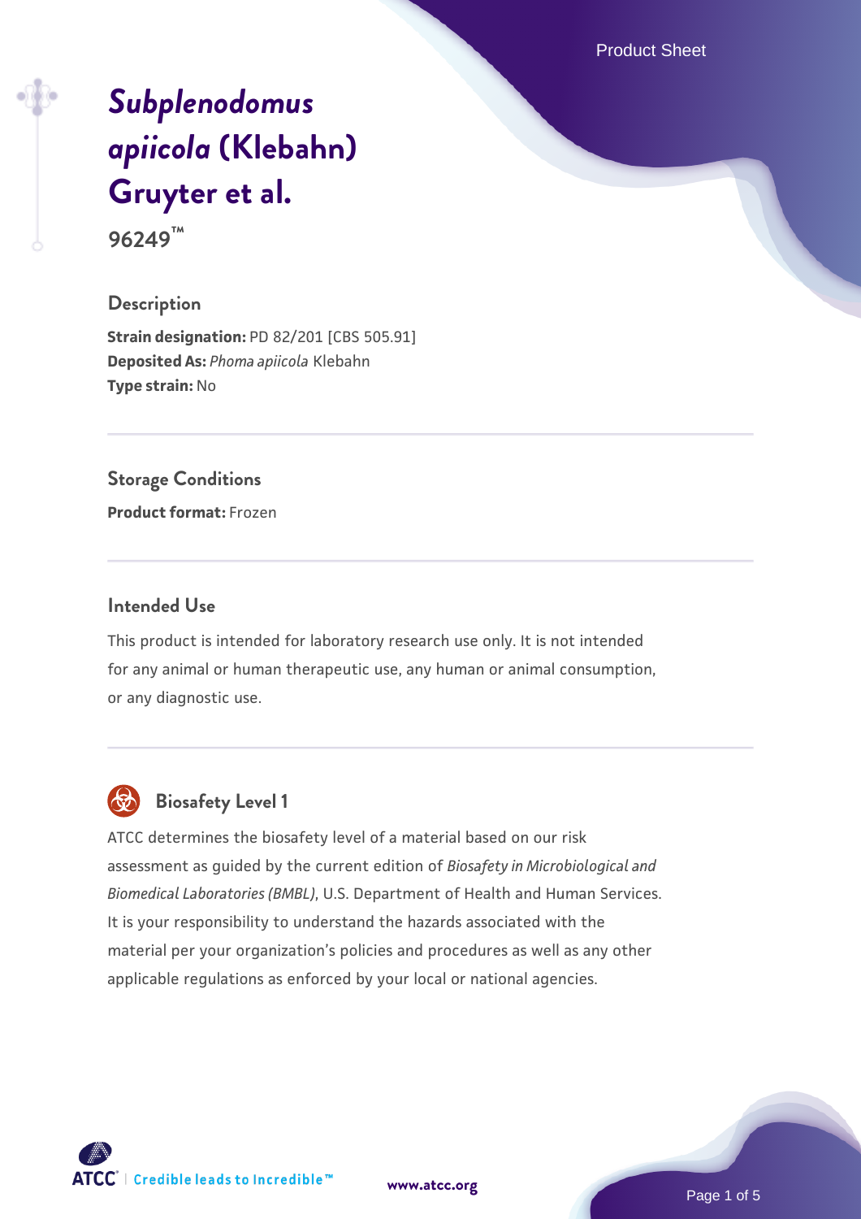# *Subplenodomus apiicola* (Klebahn) Gruyter et al.

**96249™**

## Description

**Strain designation:** PD 82/201 [CBS 505.91]
**Deposited As:** *Phoma apiicola* Klebahn
**Type strain:** No

## Storage Conditions

**Product format:** Frozen

## Intended Use

This product is intended for laboratory research use only. It is not intended for any animal or human therapeutic use, any human or animal consumption, or any diagnostic use.

## Biosafety Level 1

ATCC determines the biosafety level of a material based on our risk assessment as guided by the current edition of *Biosafety in Microbiological and Biomedical Laboratories (BMBL)*, U.S. Department of Health and Human Services. It is your responsibility to understand the hazards associated with the material per your organization's policies and procedures as well as any other applicable regulations as enforced by your local or national agencies.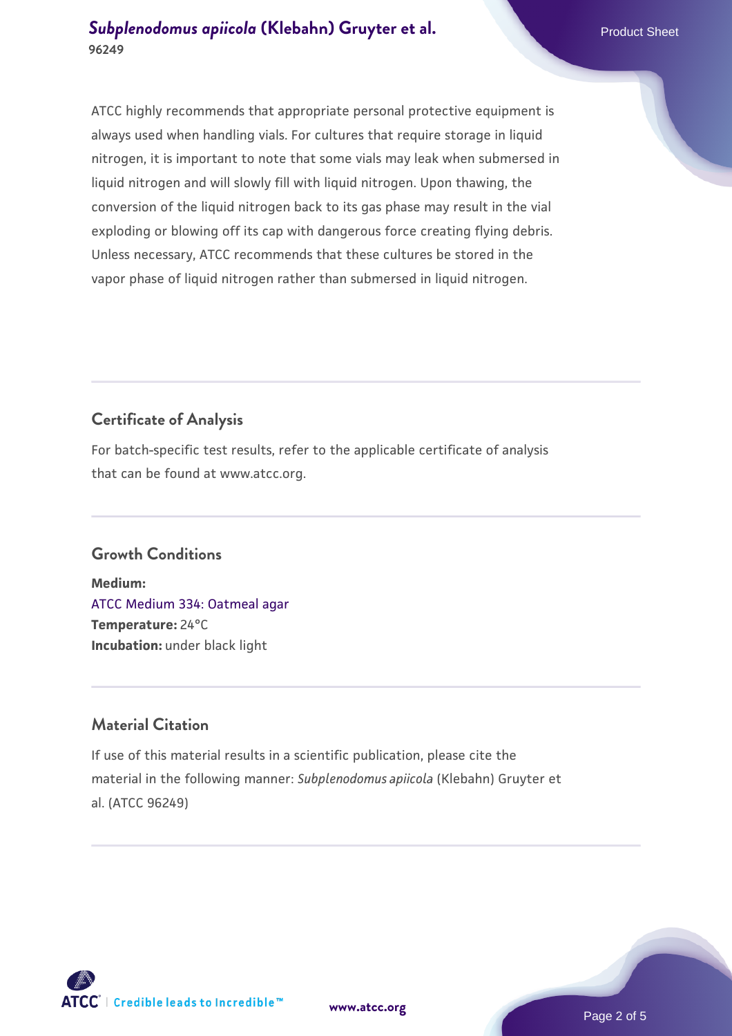ATCC highly recommends that appropriate personal protective equipment is always used when handling vials. For cultures that require storage in liquid nitrogen, it is important to note that some vials may leak when submersed in liquid nitrogen and will slowly fill with liquid nitrogen. Upon thawing, the conversion of the liquid nitrogen back to its gas phase may result in the vial exploding or blowing off its cap with dangerous force creating flying debris. Unless necessary, ATCC recommends that these cultures be stored in the vapor phase of liquid nitrogen rather than submersed in liquid nitrogen.

## Certificate of Analysis

For batch-specific test results, refer to the applicable certificate of analysis that can be found at www.atcc.org.

## Growth Conditions

**Medium:**
ATCC Medium 334: Oatmeal agar
**Temperature:** 24°C
**Incubation:** under black light

## Material Citation

If use of this material results in a scientific publication, please cite the material in the following manner: *Subplenodomus apiicola* (Klebahn) Gruyter et al. (ATCC 96249)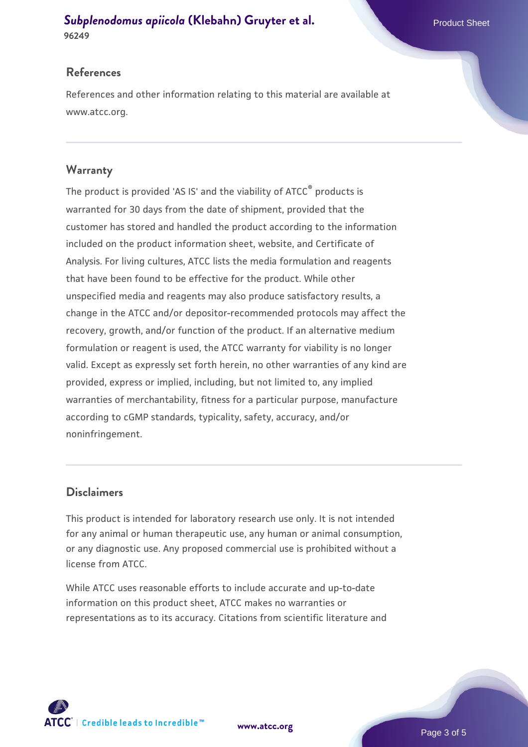## References

References and other information relating to this material are available at www.atcc.org.

## Warranty

The product is provided 'AS IS' and the viability of ATCC® products is warranted for 30 days from the date of shipment, provided that the customer has stored and handled the product according to the information included on the product information sheet, website, and Certificate of Analysis. For living cultures, ATCC lists the media formulation and reagents that have been found to be effective for the product. While other unspecified media and reagents may also produce satisfactory results, a change in the ATCC and/or depositor-recommended protocols may affect the recovery, growth, and/or function of the product. If an alternative medium formulation or reagent is used, the ATCC warranty for viability is no longer valid. Except as expressly set forth herein, no other warranties of any kind are provided, express or implied, including, but not limited to, any implied warranties of merchantability, fitness for a particular purpose, manufacture according to cGMP standards, typicality, safety, accuracy, and/or noninfringement.

## Disclaimers

This product is intended for laboratory research use only. It is not intended for any animal or human therapeutic use, any human or animal consumption, or any diagnostic use. Any proposed commercial use is prohibited without a license from ATCC.

While ATCC uses reasonable efforts to include accurate and up-to-date information on this product sheet, ATCC makes no warranties or representations as to its accuracy. Citations from scientific literature and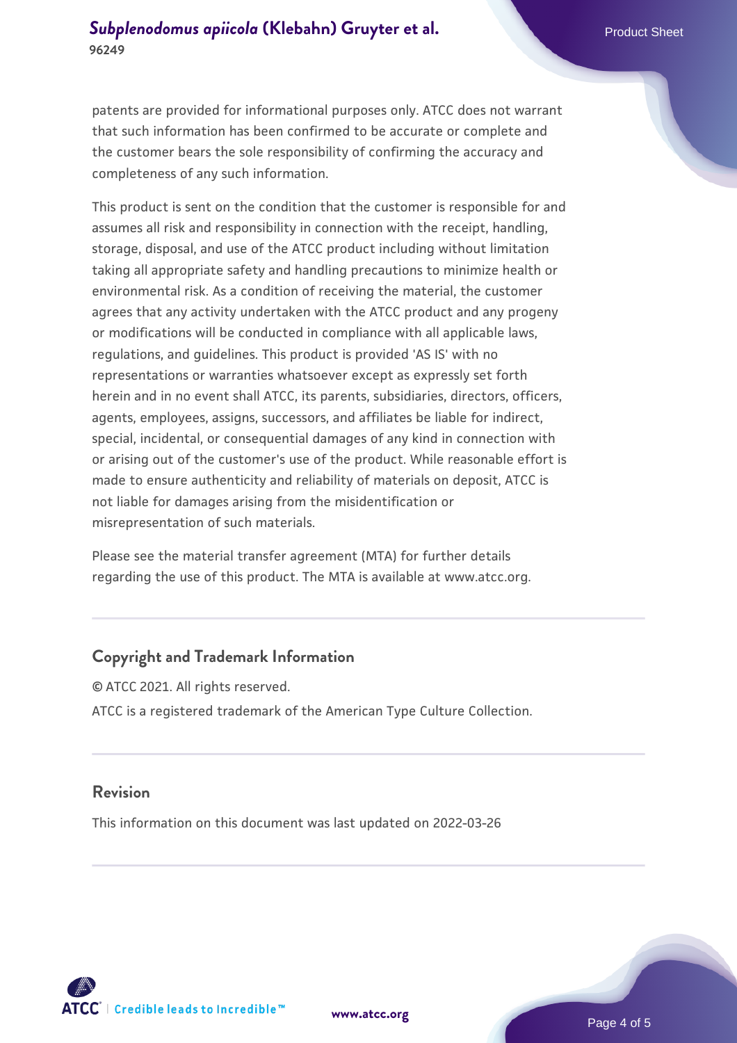patents are provided for informational purposes only. ATCC does not warrant that such information has been confirmed to be accurate or complete and the customer bears the sole responsibility of confirming the accuracy and completeness of any such information.

This product is sent on the condition that the customer is responsible for and assumes all risk and responsibility in connection with the receipt, handling, storage, disposal, and use of the ATCC product including without limitation taking all appropriate safety and handling precautions to minimize health or environmental risk. As a condition of receiving the material, the customer agrees that any activity undertaken with the ATCC product and any progeny or modifications will be conducted in compliance with all applicable laws, regulations, and guidelines. This product is provided 'AS IS' with no representations or warranties whatsoever except as expressly set forth herein and in no event shall ATCC, its parents, subsidiaries, directors, officers, agents, employees, assigns, successors, and affiliates be liable for indirect, special, incidental, or consequential damages of any kind in connection with or arising out of the customer's use of the product. While reasonable effort is made to ensure authenticity and reliability of materials on deposit, ATCC is not liable for damages arising from the misidentification or misrepresentation of such materials.

Please see the material transfer agreement (MTA) for further details regarding the use of this product. The MTA is available at www.atcc.org.

## Copyright and Trademark Information

© ATCC 2021. All rights reserved.

ATCC is a registered trademark of the American Type Culture Collection.

## Revision

This information on this document was last updated on 2022-03-26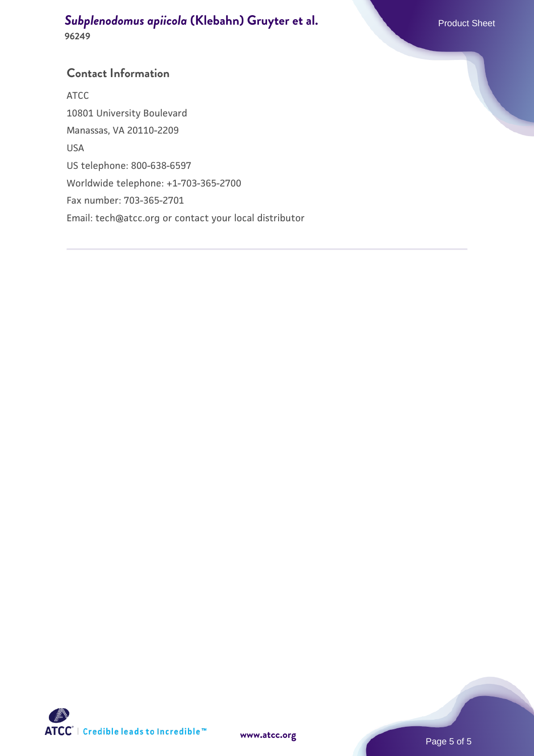## Contact Information

ATCC

10801 University Boulevard

Manassas, VA 20110-2209

USA

US telephone: 800-638-6597

Worldwide telephone: +1-703-365-2700

Fax number: 703-365-2701

Email: tech@atcc.org or contact your local distributor